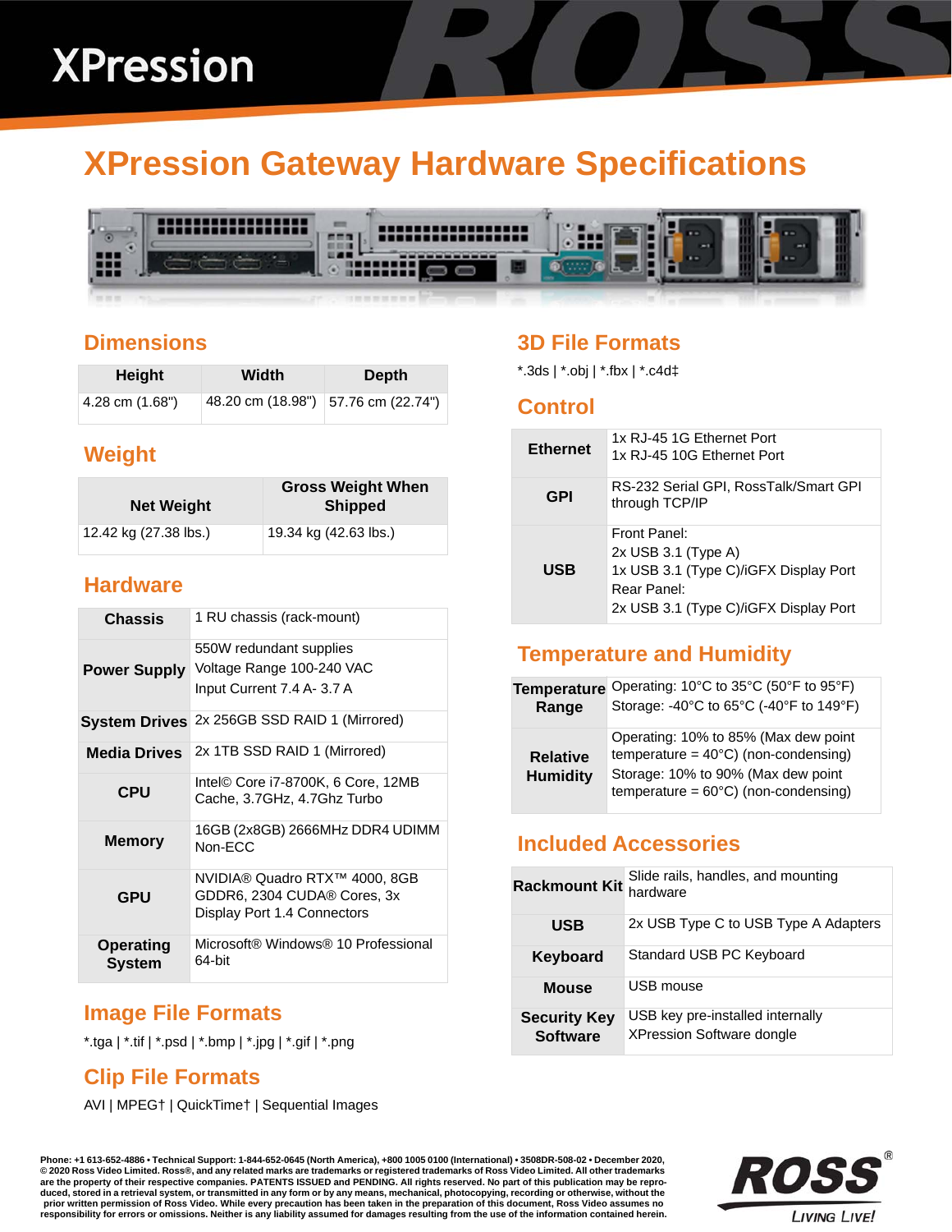# XPression

## XPression Gateway Hardware Specifications

### Dimensions

| Height | Width | Depth |
|---|---|---|
| 4.28 cm (1.68") | 48.20 cm (18.98") | 57.76 cm (22.74") |

### Weight

| Net Weight | Gross Weight When Shipped |
|---|---|
| 12.42 kg (27.38 lbs.) | 19.34 kg (42.63 lbs.) |

### Hardware

| | |
|---|---|
| **Chassis** | 1 RU chassis (rack-mount) |
| **Power Supply** | 550W redundant supplies<br>Voltage Range 100-240 VAC<br>Input Current 7.4 A- 3.7 A |
| **System Drives** | 2x 256GB SSD RAID 1 (Mirrored) |
| **Media Drives** | 2x 1TB SSD RAID 1 (Mirrored) |
| **CPU** | Intel© Core i7-8700K, 6 Core, 12MB Cache, 3.7GHz, 4.7Ghz Turbo |
| **Memory** | 16GB (2x8GB) 2666MHz DDR4 UDIMM Non-ECC |
| **GPU** | NVIDIA® Quadro RTX™ 4000, 8GB GDDR6, 2304 CUDA® Cores, 3x Display Port 1.4 Connectors |
| **Operating System** | Microsoft® Windows® 10 Professional 64-bit |

### Image File Formats

*.tga | *.tif | *.psd | *.bmp | *.jpg | *.gif | *.png

### Clip File Formats

AVI | MPEG† | QuickTime† | Sequential Images

### 3D File Formats

*.3ds | *.obj | *.fbx | *.c4d‡

### Control

| | |
|---|---|
| **Ethernet** | 1x RJ-45 1G Ethernet Port<br>1x RJ-45 10G Ethernet Port |
| **GPI** | RS-232 Serial GPI, RossTalk/Smart GPI through TCP/IP |
| **USB** | Front Panel:<br>2x USB 3.1 (Type A)<br>1x USB 3.1 (Type C)/iGFX Display Port<br>Rear Panel:<br>2x USB 3.1 (Type C)/iGFX Display Port |

### Temperature and Humidity

| | |
|---|---|
| **Temperature Range** | Operating: 10°C to 35°C (50°F to 95°F)<br>Storage: -40°C to 65°C (-40°F to 149°F) |
| **Relative Humidity** | Operating: 10% to 85% (Max dew point temperature = 40°C) (non-condensing)<br>Storage: 10% to 90% (Max dew point temperature = 60°C) (non-condensing) |

### Included Accessories

| | |
|---|---|
| **Rackmount Kit** | Slide rails, handles, and mounting hardware |
| **USB** | 2x USB Type C to USB Type A Adapters |
| **Keyboard** | Standard USB PC Keyboard |
| **Mouse** | USB mouse |
| **Security Key Software** | USB key pre-installed internally<br>XPression Software dongle |

Phone: +1 613-652-4886 • Technical Support: 1-844-652-0645 (North America), +800 1005 0100 (International) • 3508DR-508-02 • December 2020, © 2020 Ross Video Limited. Ross®, and any related marks are trademarks or registered trademarks of Ross Video Limited. All other trademarks are the property of their respective companies. PATENTS ISSUED and PENDING. All rights reserved. No part of this publication may be reproduced, stored in a retrieval system, or transmitted in any form or by any means, mechanical, photocopying, recording or otherwise, without the prior written permission of Ross Video. While every precaution has been taken in the preparation of this document, Ross Video assumes no responsibility for errors or omissions. Neither is any liability assumed for damages resulting from the use of the information contained herein.

ROSS® LIVING LIVE!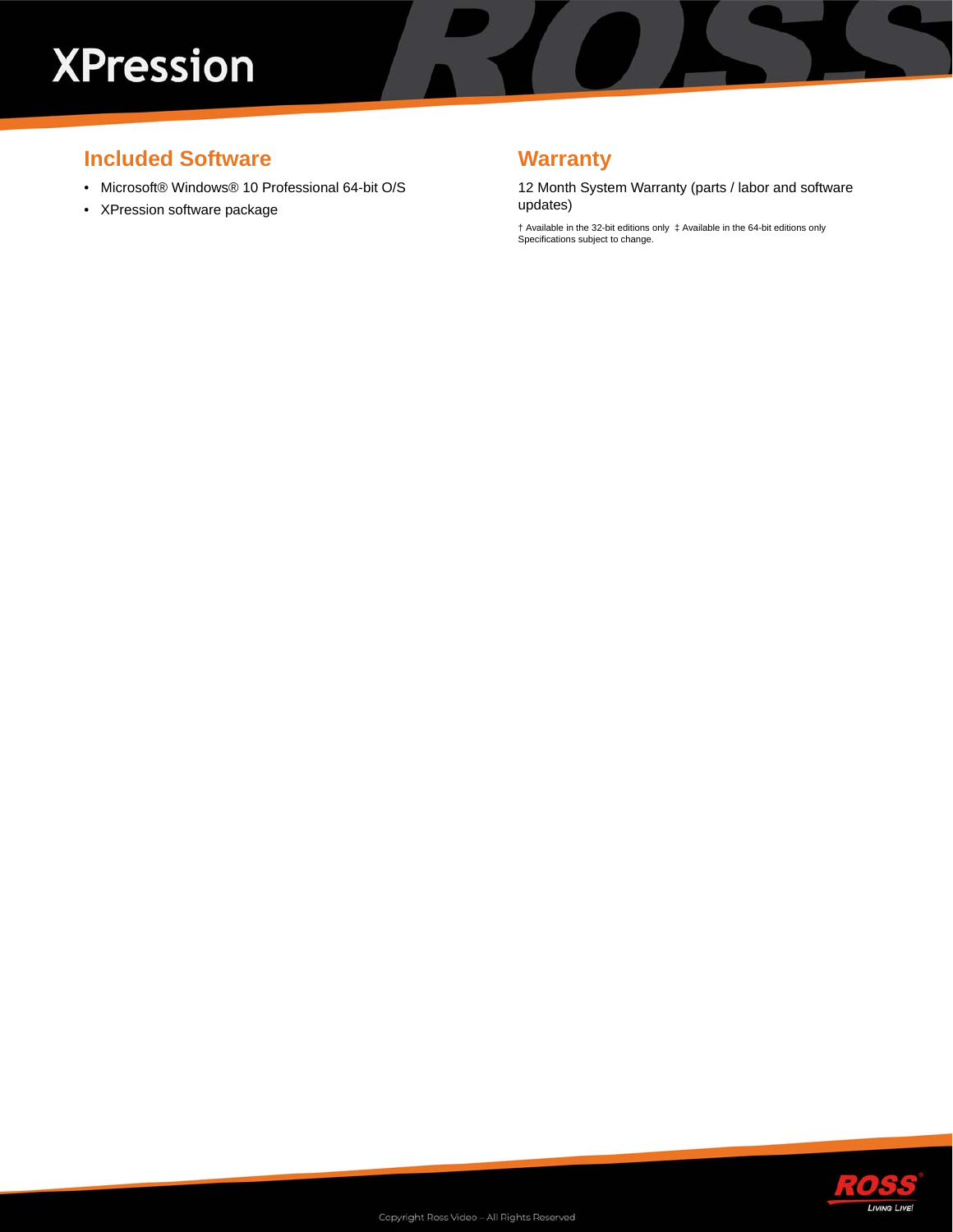## Included Software

- Microsoft® Windows® 10 Professional 64-bit O/S
- XPression software package

## Warranty

12 Month System Warranty (parts / labor and software updates)

† Available in the 32-bit editions only ‡ Available in the 64-bit editions only
Specifications subject to change.